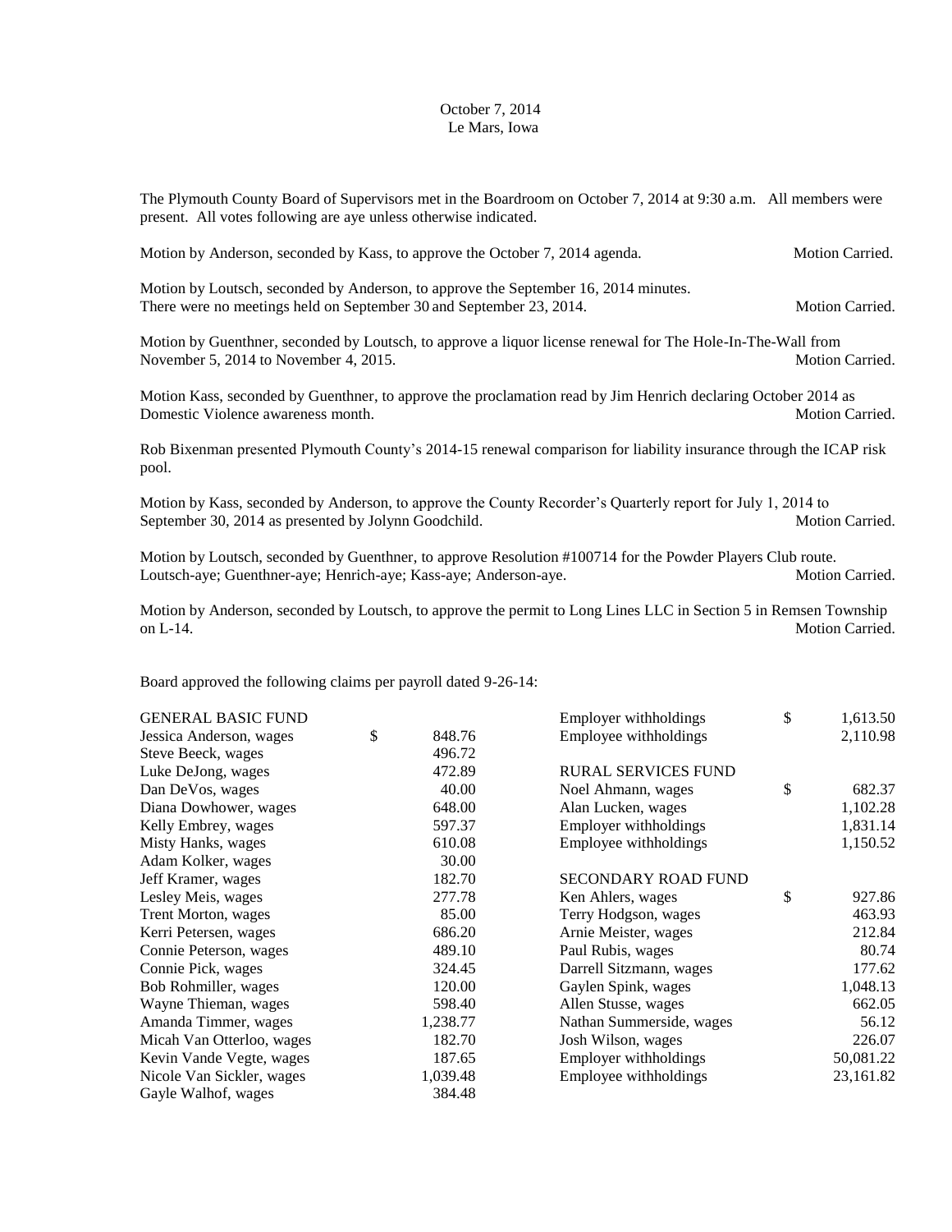October 7, 2014
Le Mars, Iowa

The Plymouth County Board of Supervisors met in the Boardroom on October 7, 2014 at 9:30 a.m. All members were present. All votes following are aye unless otherwise indicated.

Motion by Anderson, seconded by Kass, to approve the October 7, 2014 agenda. Motion Carried.

Motion by Loutsch, seconded by Anderson, to approve the September 16, 2014 minutes.
There were no meetings held on September 30 and September 23, 2014. Motion Carried.

Motion by Guenthner, seconded by Loutsch, to approve a liquor license renewal for The Hole-In-The-Wall from November 5, 2014 to November 4, 2015. Motion Carried.

Motion Kass, seconded by Guenthner, to approve the proclamation read by Jim Henrich declaring October 2014 as Domestic Violence awareness month. Motion Carried.

Rob Bixenman presented Plymouth County's 2014-15 renewal comparison for liability insurance through the ICAP risk pool.

Motion by Kass, seconded by Anderson, to approve the County Recorder's Quarterly report for July 1, 2014 to September 30, 2014 as presented by Jolynn Goodchild. Motion Carried.

Motion by Loutsch, seconded by Guenthner, to approve Resolution #100714 for the Powder Players Club route.
Loutsch-aye; Guenthner-aye; Henrich-aye; Kass-aye; Anderson-aye. Motion Carried.

Motion by Anderson, seconded by Loutsch, to approve the permit to Long Lines LLC in Section 5 in Remsen Township on L-14. Motion Carried.

Board approved the following claims per payroll dated 9-26-14:

| GENERAL BASIC FUND | |
|---|---|
| Jessica Anderson, wages | $ 848.76 |
| Steve Beeck, wages | 496.72 |
| Luke DeJong, wages | 472.89 |
| Dan DeVos, wages | 40.00 |
| Diana Dowhower, wages | 648.00 |
| Kelly Embrey, wages | 597.37 |
| Misty Hanks, wages | 610.08 |
| Adam Kolker, wages | 30.00 |
| Jeff Kramer, wages | 182.70 |
| Lesley Meis, wages | 277.78 |
| Trent Morton, wages | 85.00 |
| Kerri Petersen, wages | 686.20 |
| Connie Peterson, wages | 489.10 |
| Connie Pick, wages | 324.45 |
| Bob Rohmiller, wages | 120.00 |
| Wayne Thieman, wages | 598.40 |
| Amanda Timmer, wages | 1,238.77 |
| Micah Van Otterloo, wages | 182.70 |
| Kevin Vande Vegte, wages | 187.65 |
| Nicole Van Sickler, wages | 1,039.48 |
| Gayle Walhof, wages | 384.48 |
| Employer withholdings | $ 1,613.50 |
| Employee withholdings | 2,110.98 |
| | |
| RURAL SERVICES FUND | |
| Noel Ahmann, wages | $ 682.37 |
| Alan Lucken, wages | 1,102.28 |
| Employer withholdings | 1,831.14 |
| Employee withholdings | 1,150.52 |
| | |
| SECONDARY ROAD FUND | |
| Ken Ahlers, wages | $ 927.86 |
| Terry Hodgson, wages | 463.93 |
| Arnie Meister, wages | 212.84 |
| Paul Rubis, wages | 80.74 |
| Darrell Sitzmann, wages | 177.62 |
| Gaylen Spink, wages | 1,048.13 |
| Allen Stusse, wages | 662.05 |
| Nathan Summerside, wages | 56.12 |
| Josh Wilson, wages | 226.07 |
| Employer withholdings | 50,081.22 |
| Employee withholdings | 23,161.82 |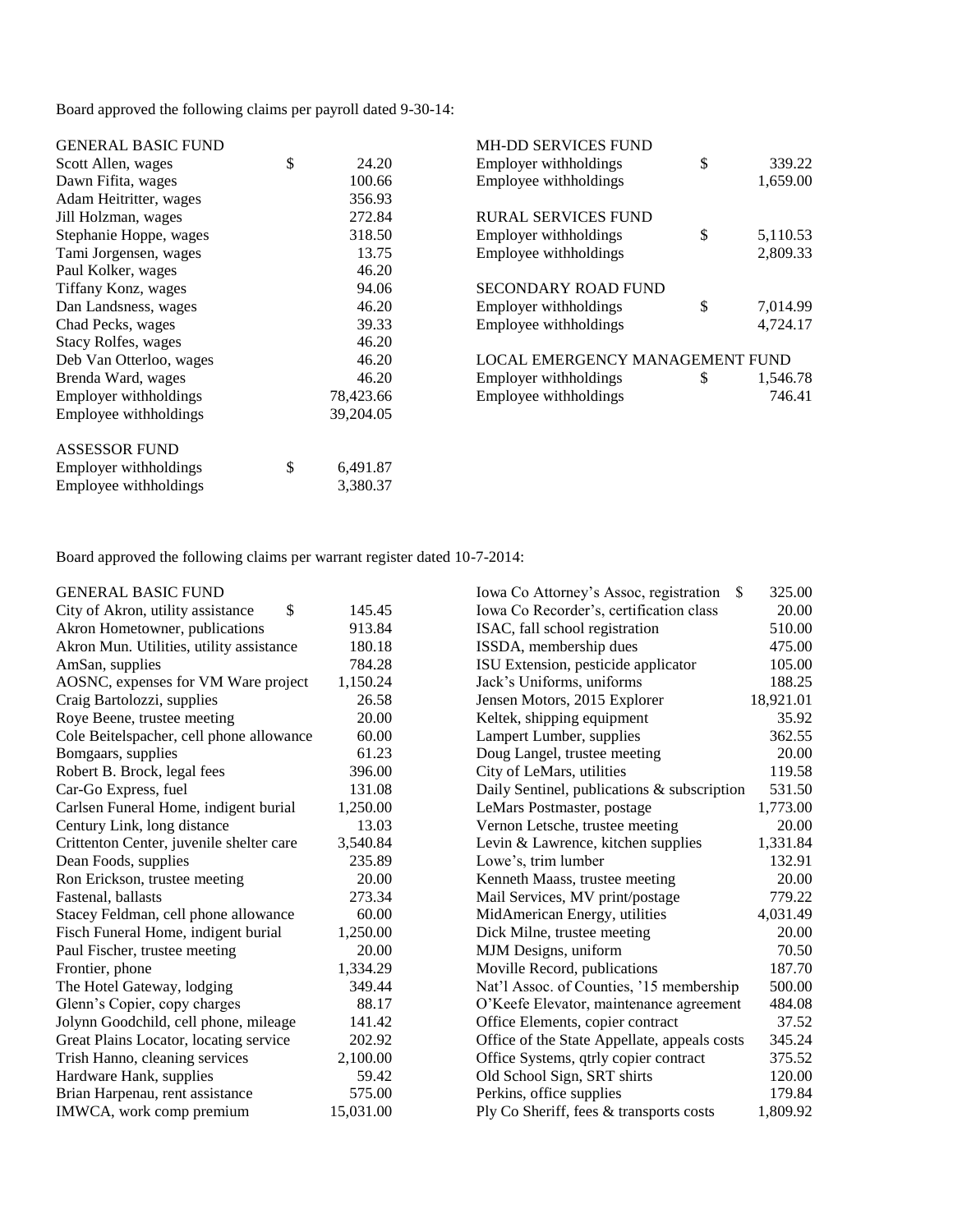Board approved the following claims per payroll dated 9-30-14:

| GENERAL BASIC FUND | |
|---|---|
| Scott Allen, wages | $ 24.20 |
| Dawn Fifita, wages | 100.66 |
| Adam Heitritter, wages | 356.93 |
| Jill Holzman, wages | 272.84 |
| Stephanie Hoppe, wages | 318.50 |
| Tami Jorgensen, wages | 13.75 |
| Paul Kolker, wages | 46.20 |
| Tiffany Konz, wages | 94.06 |
| Dan Landsness, wages | 46.20 |
| Chad Pecks, wages | 39.33 |
| Stacy Rolfes, wages | 46.20 |
| Deb Van Otterloo, wages | 46.20 |
| Brenda Ward, wages | 46.20 |
| Employer withholdings | 78,423.66 |
| Employee withholdings | 39,204.05 |
| **ASSESSOR FUND** | |
| Employer withholdings | $ 6,491.87 |
| Employee withholdings | 3,380.37 |
| **MH-DD SERVICES FUND** | |
| Employer withholdings | $ 339.22 |
| Employee withholdings | 1,659.00 |
| **RURAL SERVICES FUND** | |
| Employer withholdings | $ 5,110.53 |
| Employee withholdings | 2,809.33 |
| **SECONDARY ROAD FUND** | |
| Employer withholdings | $ 7,014.99 |
| Employee withholdings | 4,724.17 |
| **LOCAL EMERGENCY MANAGEMENT FUND** | |
| Employer withholdings | $ 1,546.78 |
| Employee withholdings | 746.41 |

Board approved the following claims per warrant register dated 10-7-2014:

| GENERAL BASIC FUND | |
|---|---|
| City of Akron, utility assistance | $ 145.45 |
| Akron Hometowner, publications | 913.84 |
| Akron Mun. Utilities, utility assistance | 180.18 |
| AmSan, supplies | 784.28 |
| AOSNC, expenses for VM Ware project | 1,150.24 |
| Craig Bartolozzi, supplies | 26.58 |
| Roye Beene, trustee meeting | 20.00 |
| Cole Beitelspacher, cell phone allowance | 60.00 |
| Bomgaars, supplies | 61.23 |
| Robert B. Brock, legal fees | 396.00 |
| Car-Go Express, fuel | 131.08 |
| Carlsen Funeral Home, indigent burial | 1,250.00 |
| Century Link, long distance | 13.03 |
| Crittenton Center, juvenile shelter care | 3,540.84 |
| Dean Foods, supplies | 235.89 |
| Ron Erickson, trustee meeting | 20.00 |
| Fastenal, ballasts | 273.34 |
| Stacey Feldman, cell phone allowance | 60.00 |
| Fisch Funeral Home, indigent burial | 1,250.00 |
| Paul Fischer, trustee meeting | 20.00 |
| Frontier, phone | 1,334.29 |
| The Hotel Gateway, lodging | 349.44 |
| Glenn's Copier, copy charges | 88.17 |
| Jolynn Goodchild, cell phone, mileage | 141.42 |
| Great Plains Locator, locating service | 202.92 |
| Trish Hanno, cleaning services | 2,100.00 |
| Hardware Hank, supplies | 59.42 |
| Brian Harpenau, rent assistance | 575.00 |
| IMWCA, work comp premium | 15,031.00 |
| Iowa Co Attorney's Assoc, registration | $ 325.00 |
| Iowa Co Recorder's, certification class | 20.00 |
| ISAC, fall school registration | 510.00 |
| ISSDA, membership dues | 475.00 |
| ISU Extension, pesticide applicator | 105.00 |
| Jack's Uniforms, uniforms | 188.25 |
| Jensen Motors, 2015 Explorer | 18,921.01 |
| Keltek, shipping equipment | 35.92 |
| Lampert Lumber, supplies | 362.55 |
| Doug Langel, trustee meeting | 20.00 |
| City of LeMars, utilities | 119.58 |
| Daily Sentinel, publications & subscription | 531.50 |
| LeMars Postmaster, postage | 1,773.00 |
| Vernon Letsche, trustee meeting | 20.00 |
| Levin & Lawrence, kitchen supplies | 1,331.84 |
| Lowe's, trim lumber | 132.91 |
| Kenneth Maass, trustee meeting | 20.00 |
| Mail Services, MV print/postage | 779.22 |
| MidAmerican Energy, utilities | 4,031.49 |
| Dick Milne, trustee meeting | 20.00 |
| MJM Designs, uniform | 70.50 |
| Moville Record, publications | 187.70 |
| Nat'l Assoc. of Counties, '15 membership | 500.00 |
| O'Keefe Elevator, maintenance agreement | 484.08 |
| Office Elements, copier contract | 37.52 |
| Office of the State Appellate, appeals costs | 345.24 |
| Office Systems, qtrly copier contract | 375.52 |
| Old School Sign, SRT shirts | 120.00 |
| Perkins, office supplies | 179.84 |
| Ply Co Sheriff, fees & transports costs | 1,809.92 |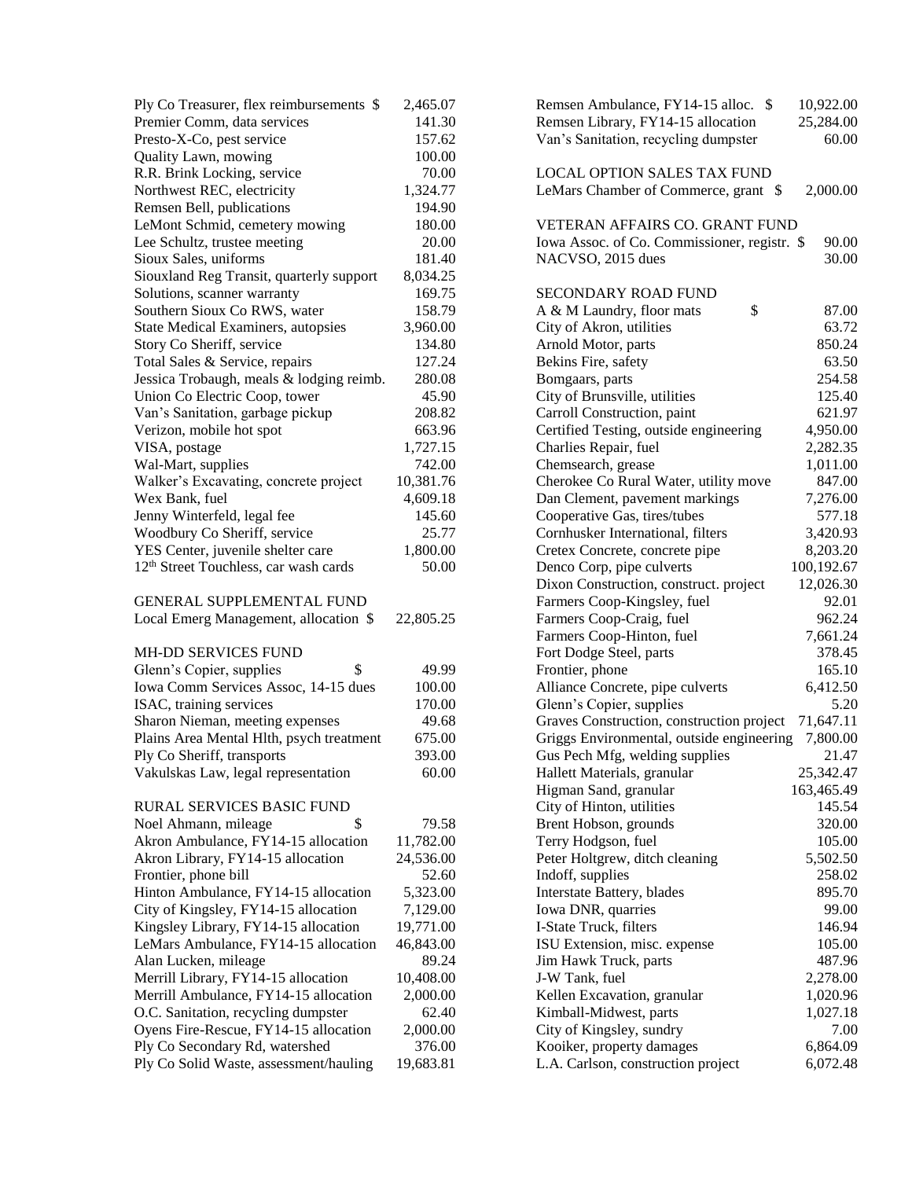| | |
|---|---|
| Ply Co Treasurer, flex reimbursements $ | 2,465.07 |
| Premier Comm, data services | 141.30 |
| Presto-X-Co, pest service | 157.62 |
| Quality Lawn, mowing | 100.00 |
| R.R. Brink Locking, service | 70.00 |
| Northwest REC, electricity | 1,324.77 |
| Remsen Bell, publications | 194.90 |
| LeMont Schmid, cemetery mowing | 180.00 |
| Lee Schultz, trustee meeting | 20.00 |
| Sioux Sales, uniforms | 181.40 |
| Siouxland Reg Transit, quarterly support | 8,034.25 |
| Solutions, scanner warranty | 169.75 |
| Southern Sioux Co RWS, water | 158.79 |
| State Medical Examiners, autopsies | 3,960.00 |
| Story Co Sheriff, service | 134.80 |
| Total Sales & Service, repairs | 127.24 |
| Jessica Trobaugh, meals & lodging reimb. | 280.08 |
| Union Co Electric Coop, tower | 45.90 |
| Van's Sanitation, garbage pickup | 208.82 |
| Verizon, mobile hot spot | 663.96 |
| VISA, postage | 1,727.15 |
| Wal-Mart, supplies | 742.00 |
| Walker's Excavating, concrete project | 10,381.76 |
| Wex Bank, fuel | 4,609.18 |
| Jenny Winterfeld, legal fee | 145.60 |
| Woodbury Co Sheriff, service | 25.77 |
| YES Center, juvenile shelter care | 1,800.00 |
| 12th Street Touchless, car wash cards | 50.00 |

GENERAL SUPPLEMENTAL FUND

| | |
|---|---|
| Local Emerg Management, allocation $ | 22,805.25 |

MH-DD SERVICES FUND

| | |
|---|---|
| Glenn's Copier, supplies $ | 49.99 |
| Iowa Comm Services Assoc, 14-15 dues | 100.00 |
| ISAC, training services | 170.00 |
| Sharon Nieman, meeting expenses | 49.68 |
| Plains Area Mental Hlth, psych treatment | 675.00 |
| Ply Co Sheriff, transports | 393.00 |
| Vakulskas Law, legal representation | 60.00 |

RURAL SERVICES BASIC FUND

| | |
|---|---|
| Noel Ahmann, mileage $ | 79.58 |
| Akron Ambulance, FY14-15 allocation | 11,782.00 |
| Akron Library, FY14-15 allocation | 24,536.00 |
| Frontier, phone bill | 52.60 |
| Hinton Ambulance, FY14-15 allocation | 5,323.00 |
| City of Kingsley, FY14-15 allocation | 7,129.00 |
| Kingsley Library, FY14-15 allocation | 19,771.00 |
| LeMars Ambulance, FY14-15 allocation | 46,843.00 |
| Alan Lucken, mileage | 89.24 |
| Merrill Library, FY14-15 allocation | 10,408.00 |
| Merrill Ambulance, FY14-15 allocation | 2,000.00 |
| O.C. Sanitation, recycling dumpster | 62.40 |
| Oyens Fire-Rescue, FY14-15 allocation | 2,000.00 |
| Ply Co Secondary Rd, watershed | 376.00 |
| Ply Co Solid Waste, assessment/hauling | 19,683.81 |
| Remsen Ambulance, FY14-15 alloc. $ | 10,922.00 |
| Remsen Library, FY14-15 allocation | 25,284.00 |
| Van's Sanitation, recycling dumpster | 60.00 |

LOCAL OPTION SALES TAX FUND

| | |
|---|---|
| LeMars Chamber of Commerce, grant $ | 2,000.00 |

VETERAN AFFAIRS CO. GRANT FUND

| | |
|---|---|
| Iowa Assoc. of Co. Commissioner, registr. $ | 90.00 |
| NACVSO, 2015 dues | 30.00 |

SECONDARY ROAD FUND

| | |
|---|---|
| A & M Laundry, floor mats $ | 87.00 |
| City of Akron, utilities | 63.72 |
| Arnold Motor, parts | 850.24 |
| Bekins Fire, safety | 63.50 |
| Bomgaars, parts | 254.58 |
| City of Brunsville, utilities | 125.40 |
| Carroll Construction, paint | 621.97 |
| Certified Testing, outside engineering | 4,950.00 |
| Charlies Repair, fuel | 2,282.35 |
| Chemsearch, grease | 1,011.00 |
| Cherokee Co Rural Water, utility move | 847.00 |
| Dan Clement, pavement markings | 7,276.00 |
| Cooperative Gas, tires/tubes | 577.18 |
| Cornhusker International, filters | 3,420.93 |
| Cretex Concrete, concrete pipe | 8,203.20 |
| Denco Corp, pipe culverts | 100,192.67 |
| Dixon Construction, construct. project | 12,026.30 |
| Farmers Coop-Kingsley, fuel | 92.01 |
| Farmers Coop-Craig, fuel | 962.24 |
| Farmers Coop-Hinton, fuel | 7,661.24 |
| Fort Dodge Steel, parts | 378.45 |
| Frontier, phone | 165.10 |
| Alliance Concrete, pipe culverts | 6,412.50 |
| Glenn's Copier, supplies | 5.20 |
| Graves Construction, construction project | 71,647.11 |
| Griggs Environmental, outside engineering | 7,800.00 |
| Gus Pech Mfg, welding supplies | 21.47 |
| Hallett Materials, granular | 25,342.47 |
| Higman Sand, granular | 163,465.49 |
| City of Hinton, utilities | 145.54 |
| Brent Hobson, grounds | 320.00 |
| Terry Hodgson, fuel | 105.00 |
| Peter Holtgrew, ditch cleaning | 5,502.50 |
| Indoff, supplies | 258.02 |
| Interstate Battery, blades | 895.70 |
| Iowa DNR, quarries | 99.00 |
| I-State Truck, filters | 146.94 |
| ISU Extension, misc. expense | 105.00 |
| Jim Hawk Truck, parts | 487.96 |
| J-W Tank, fuel | 2,278.00 |
| Kellen Excavation, granular | 1,020.96 |
| Kimball-Midwest, parts | 1,027.18 |
| City of Kingsley, sundry | 7.00 |
| Kooiker, property damages | 6,864.09 |
| L.A. Carlson, construction project | 6,072.48 |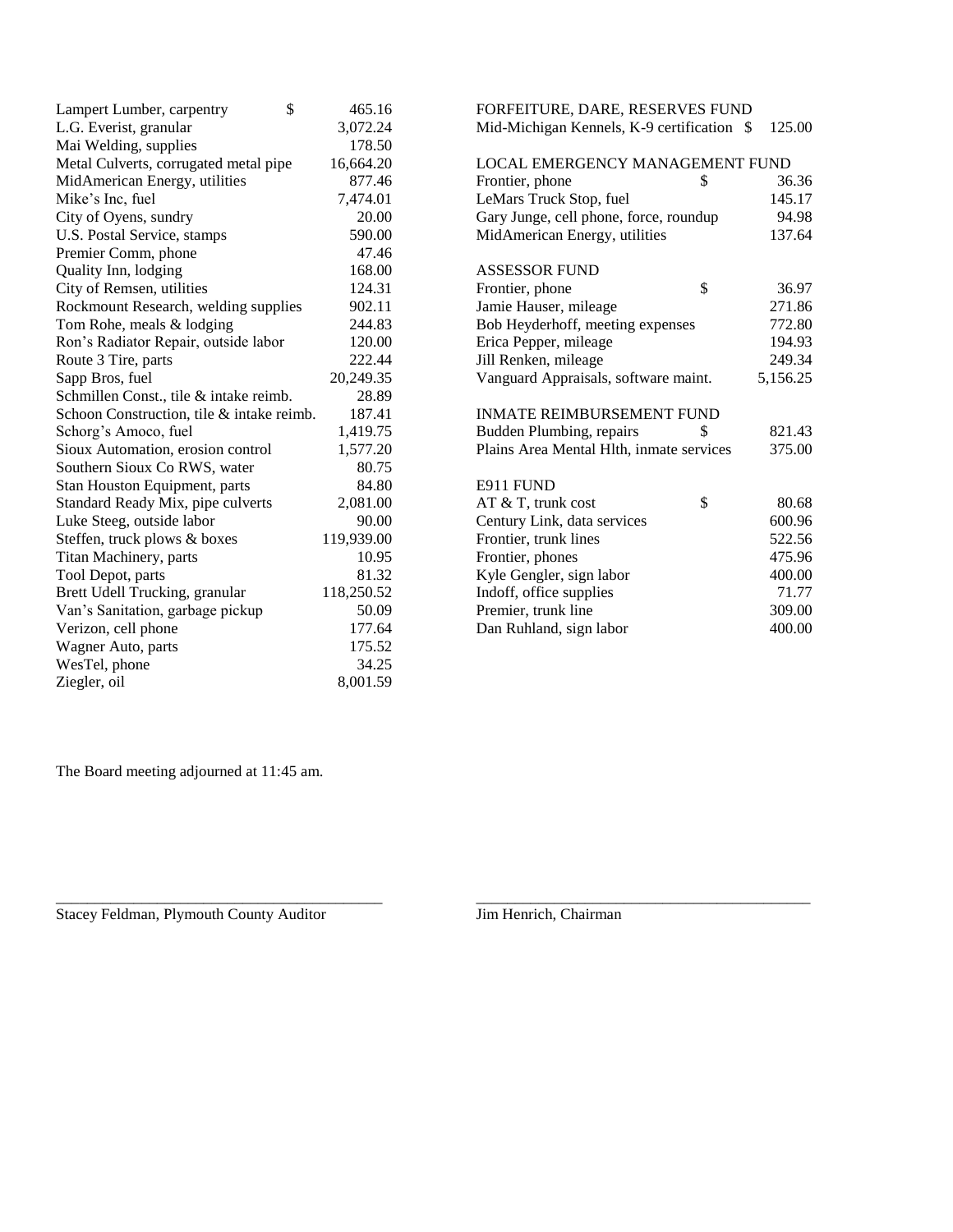| | | |
|---|---|---|
| Lampert Lumber, carpentry | $ | 465.16 |
| L.G. Everist, granular | | 3,072.24 |
| Mai Welding, supplies | | 178.50 |
| Metal Culverts, corrugated metal pipe | | 16,664.20 |
| MidAmerican Energy, utilities | | 877.46 |
| Mike's Inc, fuel | | 7,474.01 |
| City of Oyens, sundry | | 20.00 |
| U.S. Postal Service, stamps | | 590.00 |
| Premier Comm, phone | | 47.46 |
| Quality Inn, lodging | | 168.00 |
| City of Remsen, utilities | | 124.31 |
| Rockmount Research, welding supplies | | 902.11 |
| Tom Rohe, meals & lodging | | 244.83 |
| Ron's Radiator Repair, outside labor | | 120.00 |
| Route 3 Tire, parts | | 222.44 |
| Sapp Bros, fuel | | 20,249.35 |
| Schmillen Const., tile & intake reimb. | | 28.89 |
| Schoon Construction, tile & intake reimb. | | 187.41 |
| Schorg's Amoco, fuel | | 1,419.75 |
| Sioux Automation, erosion control | | 1,577.20 |
| Southern Sioux Co RWS, water | | 80.75 |
| Stan Houston Equipment, parts | | 84.80 |
| Standard Ready Mix, pipe culverts | | 2,081.00 |
| Luke Steeg, outside labor | | 90.00 |
| Steffen, truck plows & boxes | | 119,939.00 |
| Titan Machinery, parts | | 10.95 |
| Tool Depot, parts | | 81.32 |
| Brett Udell Trucking, granular | | 118,250.52 |
| Van's Sanitation, garbage pickup | | 50.09 |
| Verizon, cell phone | | 177.64 |
| Wagner Auto, parts | | 175.52 |
| WesTel, phone | | 34.25 |
| Ziegler, oil | | 8,001.59 |

FORFEITURE, DARE, RESERVES FUND

| | | |
|---|---|---|
| Mid-Michigan Kennels, K-9 certification | $ | 125.00 |

LOCAL EMERGENCY MANAGEMENT FUND

| | | |
|---|---|---|
| Frontier, phone | $ | 36.36 |
| LeMars Truck Stop, fuel | | 145.17 |
| Gary Junge, cell phone, force, roundup | | 94.98 |
| MidAmerican Energy, utilities | | 137.64 |

ASSESSOR FUND

| | | |
|---|---|---|
| Frontier, phone | $ | 36.97 |
| Jamie Hauser, mileage | | 271.86 |
| Bob Heyderhoff, meeting expenses | | 772.80 |
| Erica Pepper, mileage | | 194.93 |
| Jill Renken, mileage | | 249.34 |
| Vanguard Appraisals, software maint. | | 5,156.25 |

INMATE REIMBURSEMENT FUND

| | | |
|---|---|---|
| Budden Plumbing, repairs | $ | 821.43 |
| Plains Area Mental Hlth, inmate services | | 375.00 |

E911 FUND

| | | |
|---|---|---|
| AT & T, trunk cost | $ | 80.68 |
| Century Link, data services | | 600.96 |
| Frontier, trunk lines | | 522.56 |
| Frontier, phones | | 475.96 |
| Kyle Gengler, sign labor | | 400.00 |
| Indoff, office supplies | | 71.77 |
| Premier, trunk line | | 309.00 |
| Dan Ruhland, sign labor | | 400.00 |

The Board meeting adjourned at 11:45 am.

\_\_\_\_\_\_\_\_\_\_\_\_\_\_\_\_\_\_\_\_\_\_\_\_\_\_\_\_\_\_\_\_\_\_\_\_\_\_\_\_\_\_\_\_
Stacey Feldman, Plymouth County Auditor

\_\_\_\_\_\_\_\_\_\_\_\_\_\_\_\_\_\_\_\_\_\_\_\_\_\_\_\_\_\_\_\_\_\_\_\_\_\_\_\_\_\_\_\_
Jim Henrich, Chairman